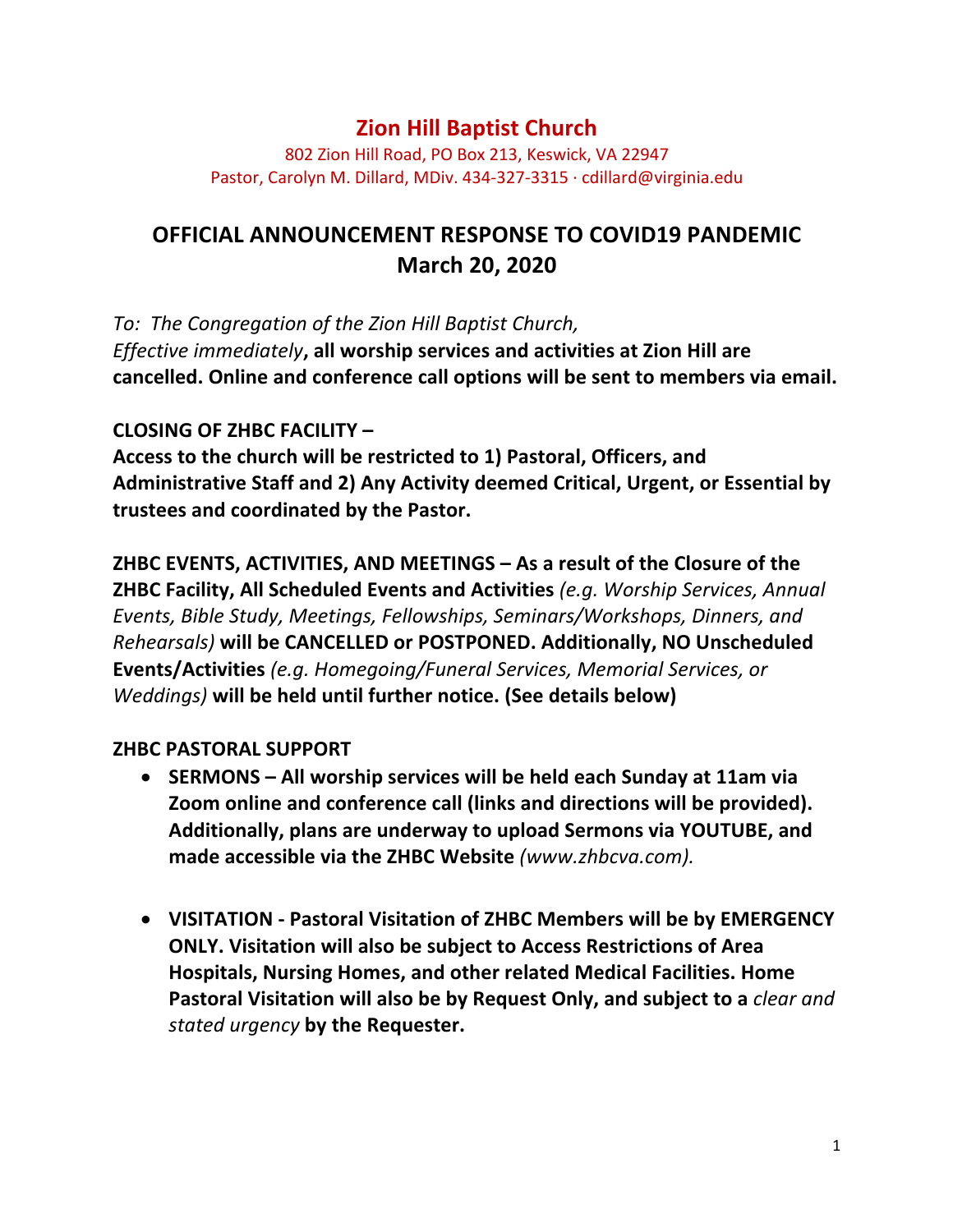# Zion Hill Baptist Church

802 Zion Hill Road, PO Box 213, Keswick, VA 22947
Pastor, Carolyn M. Dillard, MDiv. 434-327-3315 · cdillard@virginia.edu

## OFFICIAL ANNOUNCEMENT RESPONSE TO COVID19 PANDEMIC
## March 20, 2020

*To: The Congregation of the Zion Hill Baptist Church,*
*Effective immediately*, **all worship services and activities at Zion Hill are cancelled. Online and conference call options will be sent to members via email.**

**CLOSING OF ZHBC FACILITY –**
**Access to the church will be restricted to 1) Pastoral, Officers, and Administrative Staff and 2) Any Activity deemed Critical, Urgent, or Essential by trustees and coordinated by the Pastor.**

**ZHBC EVENTS, ACTIVITIES, AND MEETINGS – As a result of the Closure of the ZHBC Facility, All Scheduled Events and Activities** *(e.g. Worship Services, Annual Events, Bible Study, Meetings, Fellowships, Seminars/Workshops, Dinners, and Rehearsals)* **will be CANCELLED or POSTPONED. Additionally, NO Unscheduled Events/Activities** *(e.g. Homegoing/Funeral Services, Memorial Services, or Weddings)* **will be held until further notice. (See details below)**

**ZHBC PASTORAL SUPPORT**

- **SERMONS – All worship services will be held each Sunday at 11am via Zoom online and conference call (links and directions will be provided). Additionally, plans are underway to upload Sermons via YOUTUBE, and made accessible via the ZHBC Website** *(www.zhbcva.com).*

- **VISITATION - Pastoral Visitation of ZHBC Members will be by EMERGENCY ONLY. Visitation will also be subject to Access Restrictions of Area Hospitals, Nursing Homes, and other related Medical Facilities. Home Pastoral Visitation will also be by Request Only, and subject to a** *clear and stated urgency* **by the Requester.**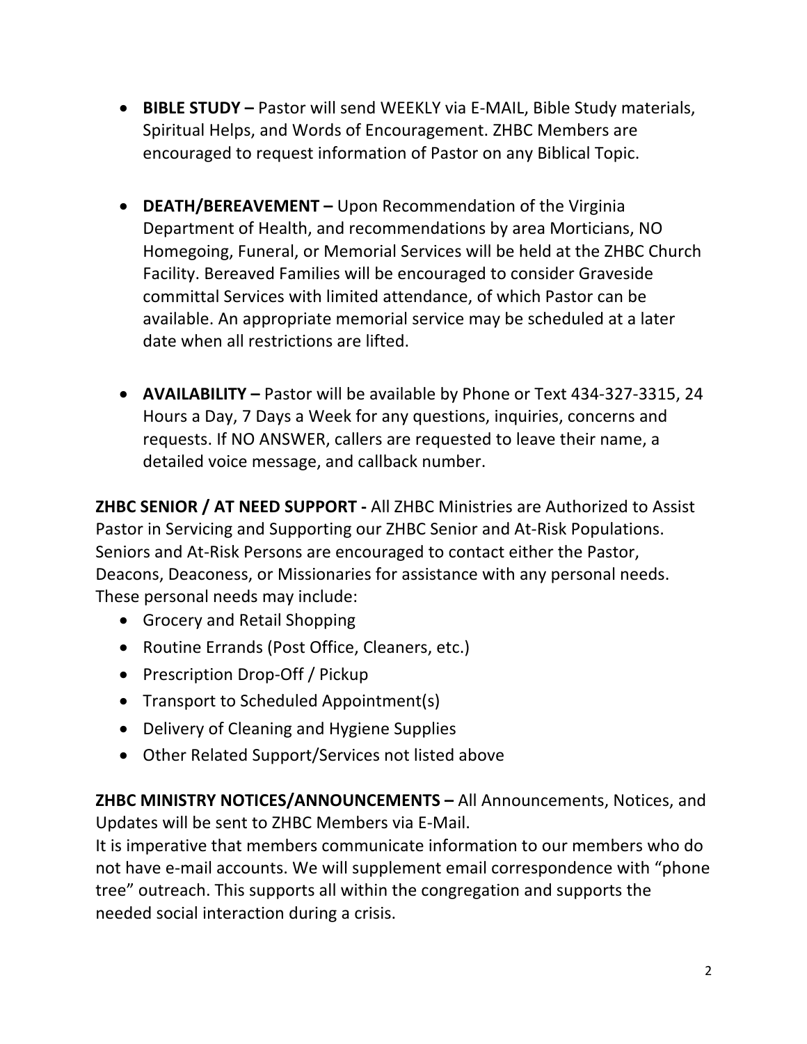- **BIBLE STUDY –** Pastor will send WEEKLY via E-MAIL, Bible Study materials, Spiritual Helps, and Words of Encouragement. ZHBC Members are encouraged to request information of Pastor on any Biblical Topic.

- **DEATH/BEREAVEMENT –** Upon Recommendation of the Virginia Department of Health, and recommendations by area Morticians, NO Homegoing, Funeral, or Memorial Services will be held at the ZHBC Church Facility. Bereaved Families will be encouraged to consider Graveside committal Services with limited attendance, of which Pastor can be available. An appropriate memorial service may be scheduled at a later date when all restrictions are lifted.

- **AVAILABILITY –** Pastor will be available by Phone or Text 434-327-3315, 24 Hours a Day, 7 Days a Week for any questions, inquiries, concerns and requests. If NO ANSWER, callers are requested to leave their name, a detailed voice message, and callback number.

**ZHBC SENIOR / AT NEED SUPPORT -** All ZHBC Ministries are Authorized to Assist Pastor in Servicing and Supporting our ZHBC Senior and At-Risk Populations. Seniors and At-Risk Persons are encouraged to contact either the Pastor, Deacons, Deaconess, or Missionaries for assistance with any personal needs. These personal needs may include:

- Grocery and Retail Shopping
- Routine Errands (Post Office, Cleaners, etc.)
- Prescription Drop-Off / Pickup
- Transport to Scheduled Appointment(s)
- Delivery of Cleaning and Hygiene Supplies
- Other Related Support/Services not listed above

**ZHBC MINISTRY NOTICES/ANNOUNCEMENTS –** All Announcements, Notices, and Updates will be sent to ZHBC Members via E-Mail.
It is imperative that members communicate information to our members who do not have e-mail accounts. We will supplement email correspondence with "phone tree" outreach. This supports all within the congregation and supports the needed social interaction during a crisis.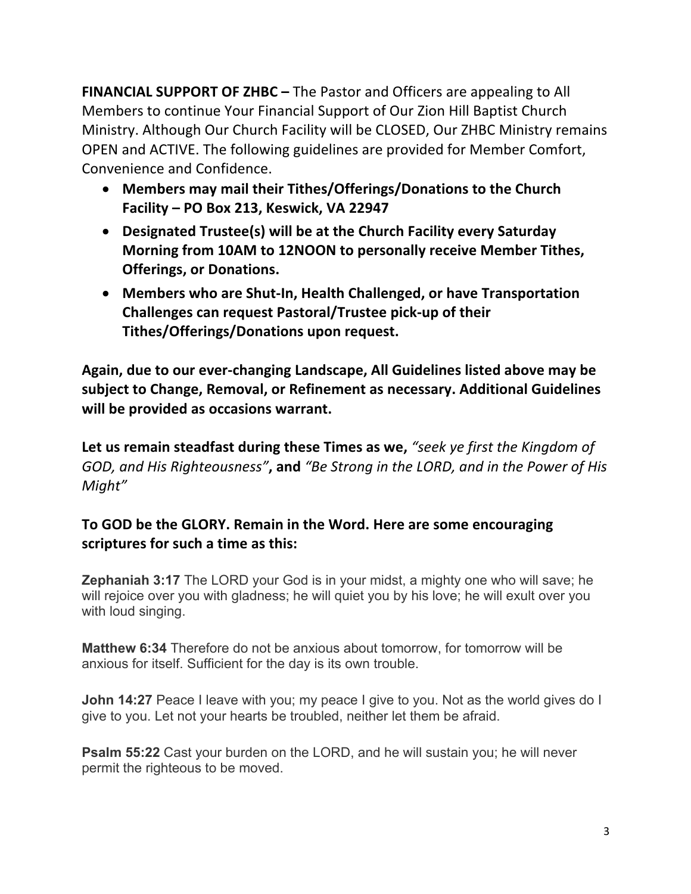**FINANCIAL SUPPORT OF ZHBC –** The Pastor and Officers are appealing to All Members to continue Your Financial Support of Our Zion Hill Baptist Church Ministry. Although Our Church Facility will be CLOSED, Our ZHBC Ministry remains OPEN and ACTIVE. The following guidelines are provided for Member Comfort, Convenience and Confidence.

- **Members may mail their Tithes/Offerings/Donations to the Church Facility – PO Box 213, Keswick, VA 22947**
- **Designated Trustee(s) will be at the Church Facility every Saturday Morning from 10AM to 12NOON to personally receive Member Tithes, Offerings, or Donations.**
- **Members who are Shut-In, Health Challenged, or have Transportation Challenges can request Pastoral/Trustee pick-up of their Tithes/Offerings/Donations upon request.**

**Again, due to our ever-changing Landscape, All Guidelines listed above may be subject to Change, Removal, or Refinement as necessary. Additional Guidelines will be provided as occasions warrant.**

**Let us remain steadfast during these Times as we,** *"seek ye first the Kingdom of GOD, and His Righteousness"***, and** *"Be Strong in the LORD, and in the Power of His Might"*

**To GOD be the GLORY. Remain in the Word. Here are some encouraging scriptures for such a time as this:**

**Zephaniah 3:17** The LORD your God is in your midst, a mighty one who will save; he will rejoice over you with gladness; he will quiet you by his love; he will exult over you with loud singing.

**Matthew 6:34** Therefore do not be anxious about tomorrow, for tomorrow will be anxious for itself. Sufficient for the day is its own trouble.

**John 14:27** Peace I leave with you; my peace I give to you. Not as the world gives do I give to you. Let not your hearts be troubled, neither let them be afraid.

**Psalm 55:22** Cast your burden on the LORD, and he will sustain you; he will never permit the righteous to be moved.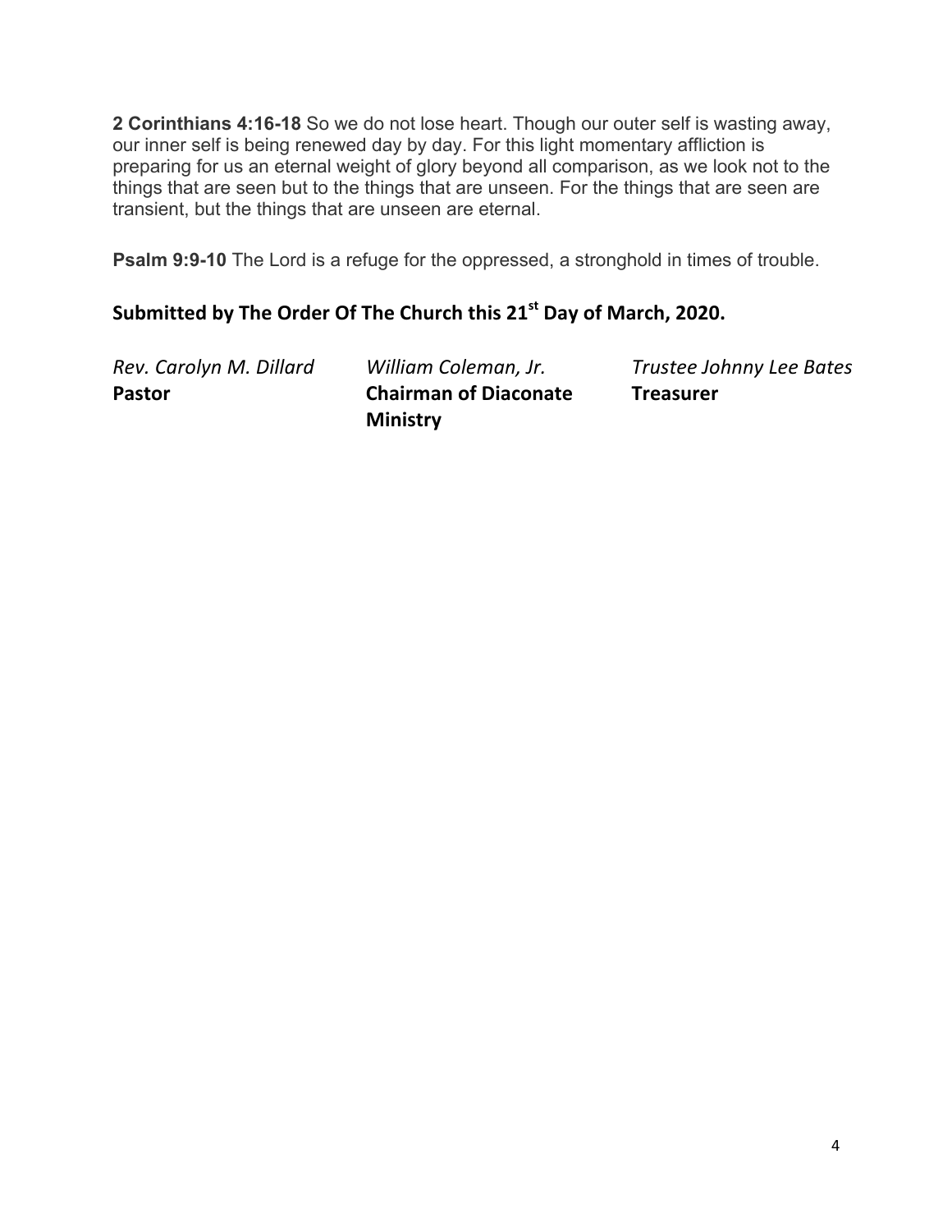**2 Corinthians 4:16-18** So we do not lose heart. Though our outer self is wasting away, our inner self is being renewed day by day. For this light momentary affliction is preparing for us an eternal weight of glory beyond all comparison, as we look not to the things that are seen but to the things that are unseen. For the things that are seen are transient, but the things that are unseen are eternal.

**Psalm 9:9-10** The Lord is a refuge for the oppressed, a stronghold in times of trouble.

**Submitted by The Order Of The Church this 21st Day of March, 2020.**

*Rev. Carolyn M. Dillard*
**Pastor**

*William Coleman, Jr.*
**Chairman of Diaconate Ministry**

*Trustee Johnny Lee Bates*
**Treasurer**